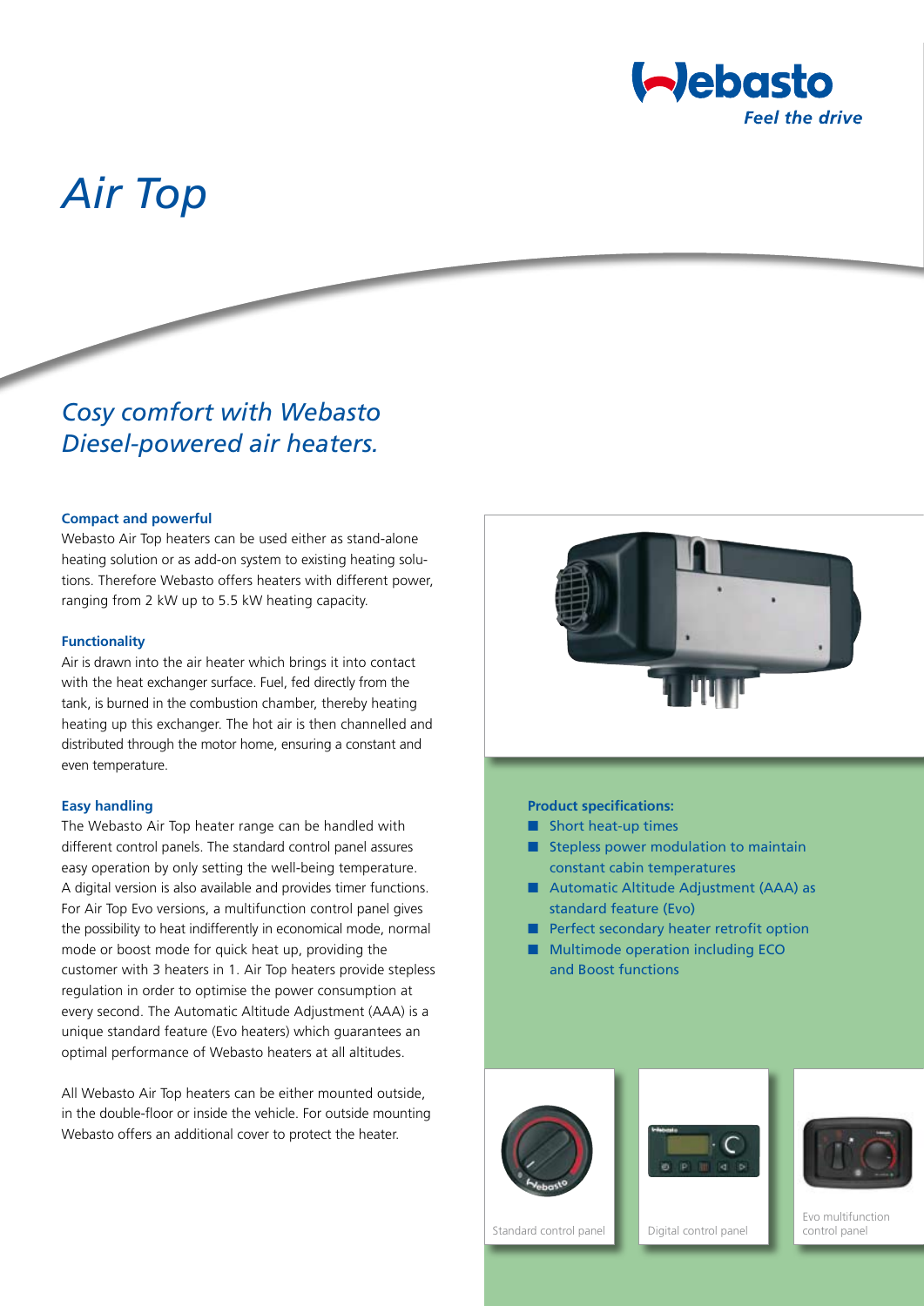Webasto

Feel the drive

# Air Top

## Cosy comfort with Webasto Diesel-powered air heaters.

**Compact and powerful**

Webasto Air Top heaters can be used either as stand-alone heating solution or as add-on system to existing heating solutions. Therefore Webasto offers heaters with different power, ranging from 2 kW up to 5.5 kW heating capacity.

**Functionality**

Air is drawn into the air heater which brings it into contact with the heat exchanger surface. Fuel, fed directly from the tank, is burned in the combustion chamber, thereby heating heating up this exchanger. The hot air is then channelled and distributed through the motor home, ensuring a constant and even temperature.

**Easy handling**

The Webasto Air Top heater range can be handled with different control panels. The standard control panel assures easy operation by only setting the well-being temperature. A digital version is also available and provides timer functions. For Air Top Evo versions, a multifunction control panel gives the possibility to heat indifferently in economical mode, normal mode or boost mode for quick heat up, providing the customer with 3 heaters in 1. Air Top heaters provide stepless regulation in order to optimise the power consumption at every second. The Automatic Altitude Adjustment (AAA) is a unique standard feature (Evo heaters) which guarantees an optimal performance of Webasto heaters at all altitudes.

All Webasto Air Top heaters can be either mounted outside, in the double-floor or inside the vehicle. For outside mounting Webasto offers an additional cover to protect the heater.

**Product specifications:**

- Short heat-up times
- Stepless power modulation to maintain constant cabin temperatures
- Automatic Altitude Adjustment (AAA) as standard feature (Evo)
- Perfect secondary heater retrofit option
- Multimode operation including ECO and Boost functions

Standard control panel

Digital control panel

Evo multifunction control panel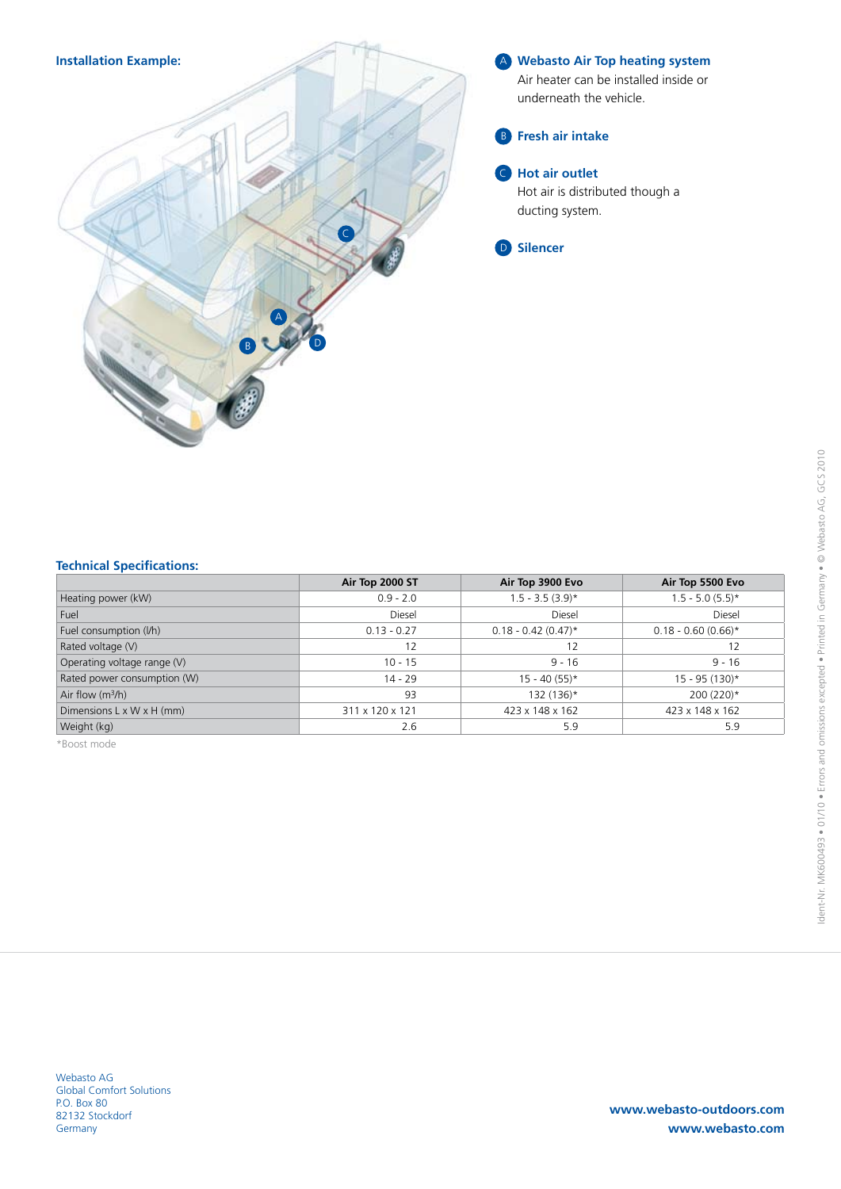## Installation Example:

**A Webasto Air Top heating system**
Air heater can be installed inside or underneath the vehicle.

**B Fresh air intake**

**C Hot air outlet**
Hot air is distributed though a ducting system.

**D Silencer**

## Technical Specifications:

| | Air Top 2000 ST | Air Top 3900 Evo | Air Top 5500 Evo |
|---|---|---|---|
| Heating power (kW) | 0.9 - 2.0 | 1.5 - 3.5 (3.9)* | 1.5 - 5.0 (5.5)* |
| Fuel | Diesel | Diesel | Diesel |
| Fuel consumption (l/h) | 0.13 - 0.27 | 0.18 - 0.42 (0.47)* | 0.18 - 0.60 (0.66)* |
| Rated voltage (V) | 12 | 12 | 12 |
| Operating voltage range (V) | 10 - 15 | 9 - 16 | 9 - 16 |
| Rated power consumption (W) | 14 - 29 | 15 - 40 (55)* | 15 - 95 (130)* |
| Air flow ($m^3$/h) | 93 | 132 (136)* | 200 (220)* |
| Dimensions L x W x H (mm) | 311 x 120 x 121 | 423 x 148 x 162 | 423 x 148 x 162 |
| Weight (kg) | 2.6 | 5.9 | 5.9 |

*Boost mode

Ident-Nr. MK600493 • 01/10 • Errors and omissions excepted • Printed in Germany • © Webasto AG, GCS 2010

Webasto AG
Global Comfort Solutions
P.O. Box 80
82132 Stockdorf
Germany

**www.webasto-outdoors.com**
**www.webasto.com**